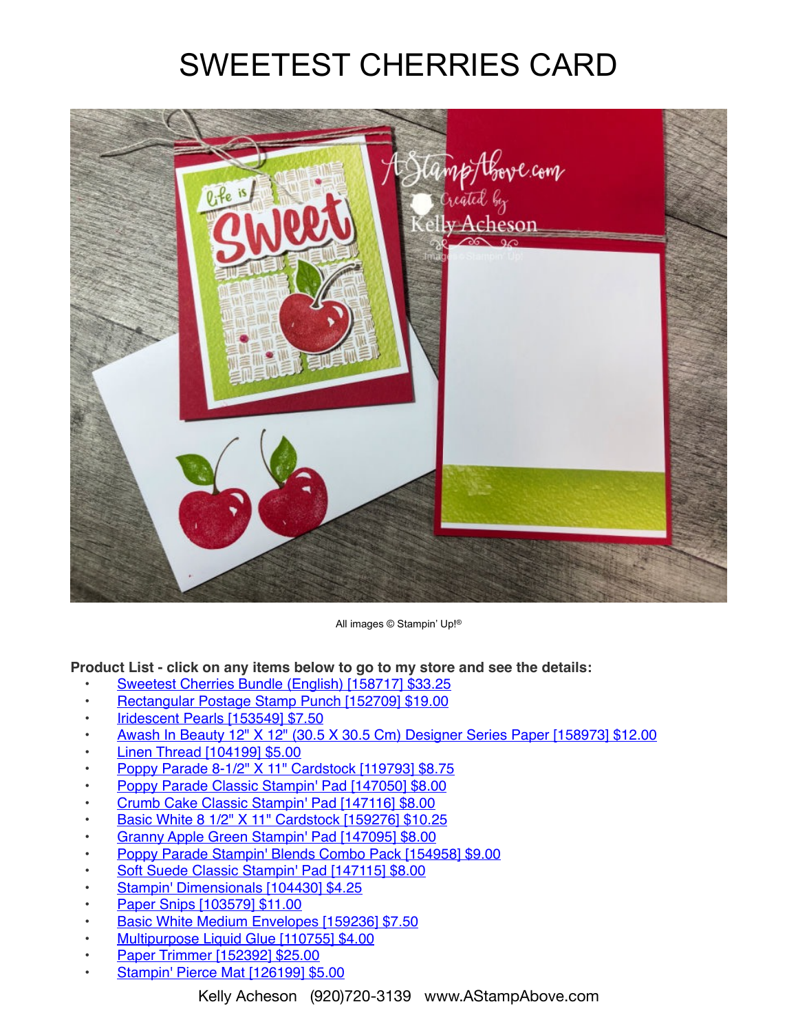# SWEETEST CHERRIES CARD

All images © Stampin' Up!®

**Product List - click on any items below to go to my store and see the details:**

- Sweetest Cherries Bundle (English) [158717] $33.25
- Rectangular Postage Stamp Punch [152709] $19.00
- Iridescent Pearls [153549] $7.50
- Awash In Beauty 12" X 12" (30.5 X 30.5 Cm) Designer Series Paper [158973] $12.00
- Linen Thread [104199] $5.00
- Poppy Parade 8-1/2" X 11" Cardstock [119793] $8.75
- Poppy Parade Classic Stampin' Pad [147050] $8.00
- Crumb Cake Classic Stampin' Pad [147116] $8.00
- Basic White 8 1/2" X 11" Cardstock [159276] $10.25
- Granny Apple Green Stampin' Pad [147095] $8.00
- Poppy Parade Stampin' Blends Combo Pack [154958] $9.00
- Soft Suede Classic Stampin' Pad [147115] $8.00
- Stampin' Dimensionals [104430] $4.25
- Paper Snips [103579] $11.00
- Basic White Medium Envelopes [159236] $7.50
- Multipurpose Liquid Glue [110755] $4.00
- Paper Trimmer [152392] $25.00
- Stampin' Pierce Mat [126199] $5.00

Kelly Acheson (920)720-3139 www.AStampAbove.com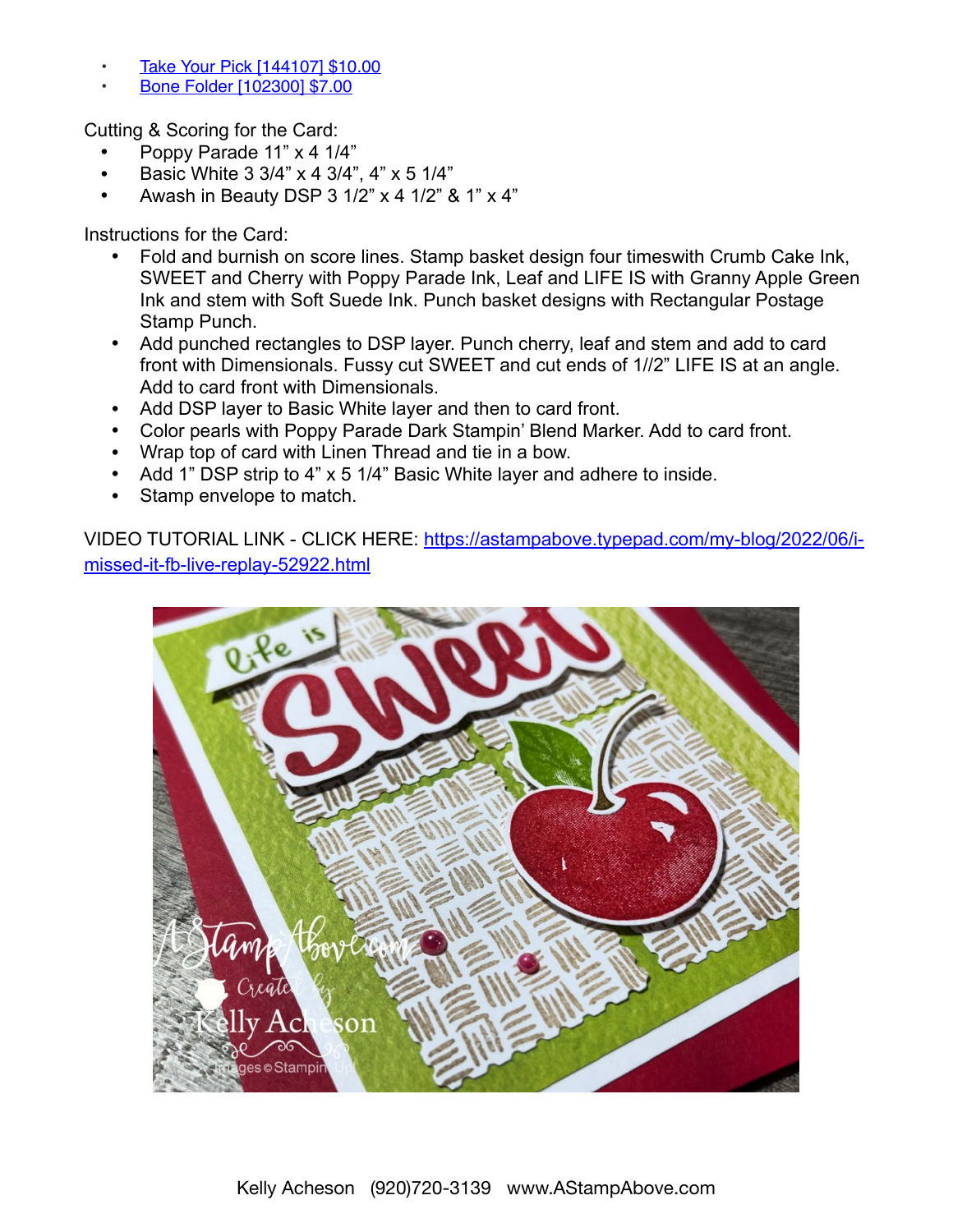- [Take Your Pick [144107] $10.00]
- [Bone Folder [102300] $7.00]

Cutting & Scoring for the Card:

- Poppy Parade 11” x 4 1/4”
- Basic White 3 3/4” x 4 3/4”, 4” x 5 1/4”
- Awash in Beauty DSP 3 1/2” x 4 1/2” & 1” x 4”

Instructions for the Card:

- Fold and burnish on score lines. Stamp basket design four timeswith Crumb Cake Ink, SWEET and Cherry with Poppy Parade Ink, Leaf and LIFE IS with Granny Apple Green Ink and stem with Soft Suede Ink. Punch basket designs with Rectangular Postage Stamp Punch.
- Add punched rectangles to DSP layer. Punch cherry, leaf and stem and add to card front with Dimensionals. Fussy cut SWEET and cut ends of 1//2” LIFE IS at an angle. Add to card front with Dimensionals.
- Add DSP layer to Basic White layer and then to card front.
- Color pearls with Poppy Parade Dark Stampin’ Blend Marker. Add to card front.
- Wrap top of card with Linen Thread and tie in a bow.
- Add 1” DSP strip to 4” x 5 1/4” Basic White layer and adhere to inside.
- Stamp envelope to match.

VIDEO TUTORIAL LINK - CLICK HERE: https://astampabove.typepad.com/my-blog/2022/06/i-missed-it-fb-live-replay-52922.html

Kelly Acheson (920)720-3139 www.AStampAbove.com